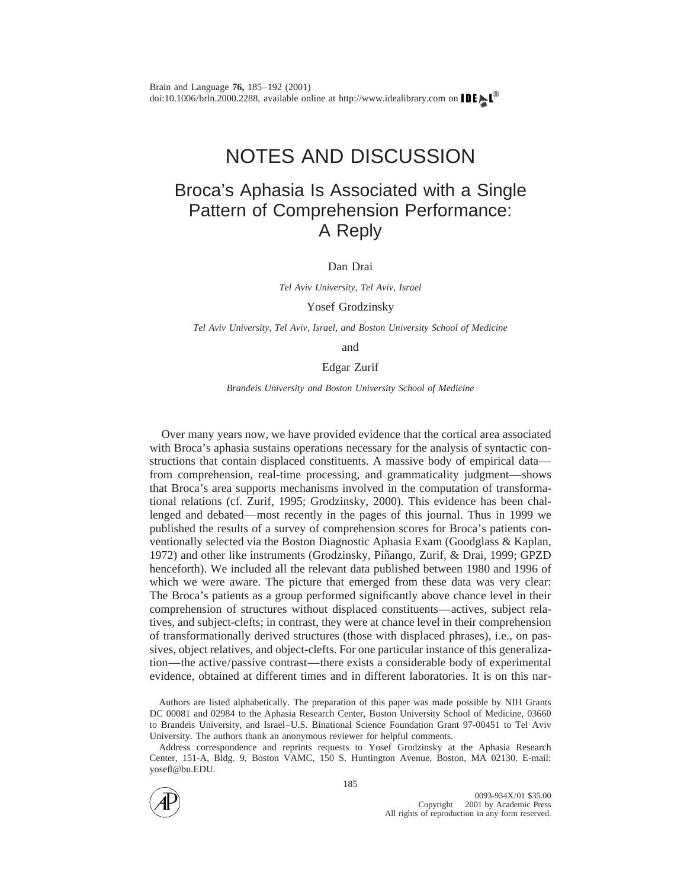# NOTES AND DISCUSSION

## Broca's Aphasia Is Associated with a Single Pattern of Comprehension Performance: A Reply

Dan Drai

*Tel Aviv University, Tel Aviv, Israel*

Yosef Grodzinsky

*Tel Aviv University, Tel Aviv, Israel, and Boston University School of Medicine*

and

Edgar Zurif

*Brandeis University and Boston University School of Medicine*

Over many years now, we have provided evidence that the cortical area associated with Broca's aphasia sustains operations necessary for the analysis of syntactic constructions that contain displaced constituents. A massive body of empirical data—from comprehension, real-time processing, and grammaticality judgment—shows that Broca's area supports mechanisms involved in the computation of transformational relations (cf. Zurif, 1995; Grodzinsky, 2000). This evidence has been challenged and debated—most recently in the pages of this journal. Thus in 1999 we published the results of a survey of comprehension scores for Broca's patients conventionally selected via the Boston Diagnostic Aphasia Exam (Goodglass & Kaplan, 1972) and other like instruments (Grodzinsky, Piñango, Zurif, & Drai, 1999; GPZD henceforth). We included all the relevant data published between 1980 and 1996 of which we were aware. The picture that emerged from these data was very clear: The Broca's patients as a group performed significantly above chance level in their comprehension of structures without displaced constituents—actives, subject relatives, and subject-clefts; in contrast, they were at chance level in their comprehension of transformationally derived structures (those with displaced phrases), i.e., on passives, object relatives, and object-clefts. For one particular instance of this generalization—the active/passive contrast—there exists a considerable body of experimental evidence, obtained at different times and in different laboratories. It is on this nar-

Authors are listed alphabetically. The preparation of this paper was made possible by NIH Grants DC 00081 and 02984 to the Aphasia Research Center, Boston University School of Medicine, 03660 to Brandeis University, and Israel–U.S. Binational Science Foundation Grant 97-00451 to Tel Aviv University. The authors thank an anonymous reviewer for helpful comments.

Address correspondence and reprints requests to Yosef Grodzinsky at the Aphasia Research Center, 151-A, Bldg. 9, Boston VAMC, 150 S. Huntington Avenue, Boston, MA 02130. E-mail: yosefl@bu.EDU.

0093-934X/01 $35.00
Copyright 2001 by Academic Press
All rights of reproduction in any form reserved.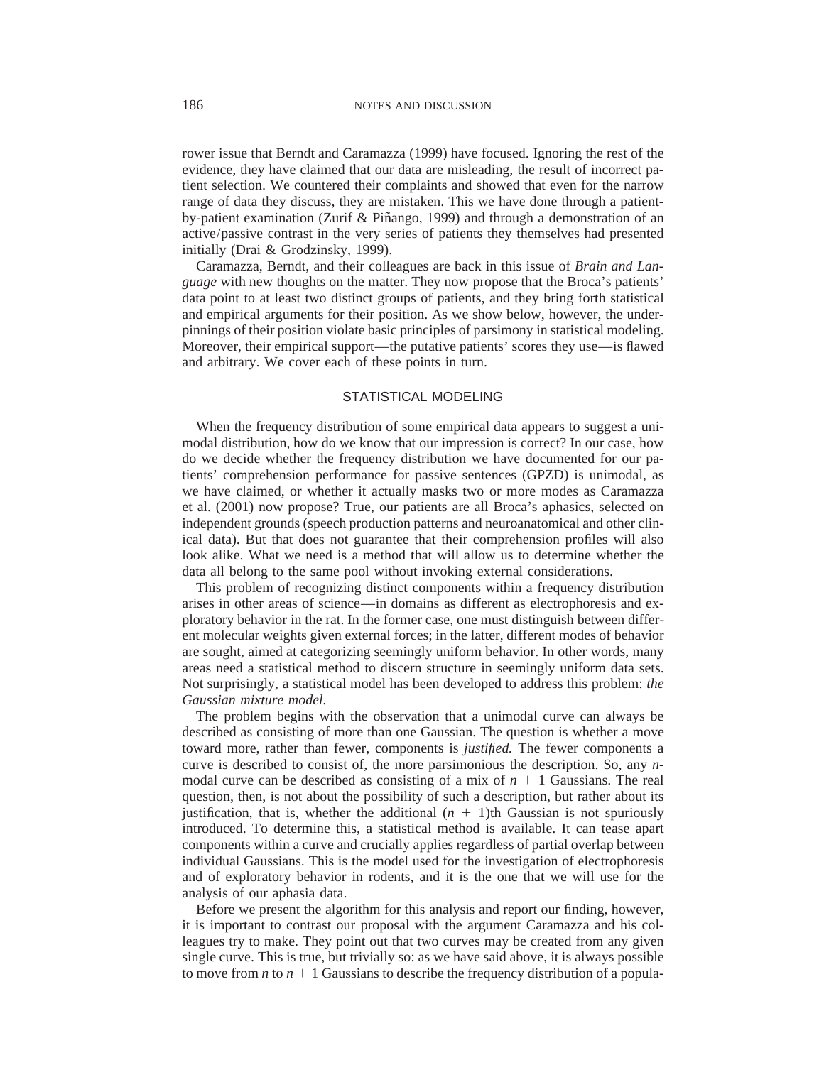rower issue that Berndt and Caramazza (1999) have focused. Ignoring the rest of the evidence, they have claimed that our data are misleading, the result of incorrect patient selection. We countered their complaints and showed that even for the narrow range of data they discuss, they are mistaken. This we have done through a patient-by-patient examination (Zurif & Piñango, 1999) and through a demonstration of an active/passive contrast in the very series of patients they themselves had presented initially (Drai & Grodzinsky, 1999).

Caramazza, Berndt, and their colleagues are back in this issue of *Brain and Language* with new thoughts on the matter. They now propose that the Broca's patients' data point to at least two distinct groups of patients, and they bring forth statistical and empirical arguments for their position. As we show below, however, the underpinnings of their position violate basic principles of parsimony in statistical modeling. Moreover, their empirical support—the putative patients' scores they use—is flawed and arbitrary. We cover each of these points in turn.

## STATISTICAL MODELING

When the frequency distribution of some empirical data appears to suggest a unimodal distribution, how do we know that our impression is correct? In our case, how do we decide whether the frequency distribution we have documented for our patients' comprehension performance for passive sentences (GPZD) is unimodal, as we have claimed, or whether it actually masks two or more modes as Caramazza et al. (2001) now propose? True, our patients are all Broca's aphasics, selected on independent grounds (speech production patterns and neuroanatomical and other clinical data). But that does not guarantee that their comprehension profiles will also look alike. What we need is a method that will allow us to determine whether the data all belong to the same pool without invoking external considerations.

This problem of recognizing distinct components within a frequency distribution arises in other areas of science—in domains as different as electrophoresis and exploratory behavior in the rat. In the former case, one must distinguish between different molecular weights given external forces; in the latter, different modes of behavior are sought, aimed at categorizing seemingly uniform behavior. In other words, many areas need a statistical method to discern structure in seemingly uniform data sets. Not surprisingly, a statistical model has been developed to address this problem: *the Gaussian mixture model*.

The problem begins with the observation that a unimodal curve can always be described as consisting of more than one Gaussian. The question is whether a move toward more, rather than fewer, components is *justified.* The fewer components a curve is described to consist of, the more parsimonious the description. So, any $n$-modal curve can be described as consisting of a mix of $n + 1$ Gaussians. The real question, then, is not about the possibility of such a description, but rather about its justification, that is, whether the additional $(n + 1)$th Gaussian is not spuriously introduced. To determine this, a statistical method is available. It can tease apart components within a curve and crucially applies regardless of partial overlap between individual Gaussians. This is the model used for the investigation of electrophoresis and of exploratory behavior in rodents, and it is the one that we will use for the analysis of our aphasia data.

Before we present the algorithm for this analysis and report our finding, however, it is important to contrast our proposal with the argument Caramazza and his colleagues try to make. They point out that two curves may be created from any given single curve. This is true, but trivially so: as we have said above, it is always possible to move from $n$ to $n + 1$ Gaussians to describe the frequency distribution of a popula-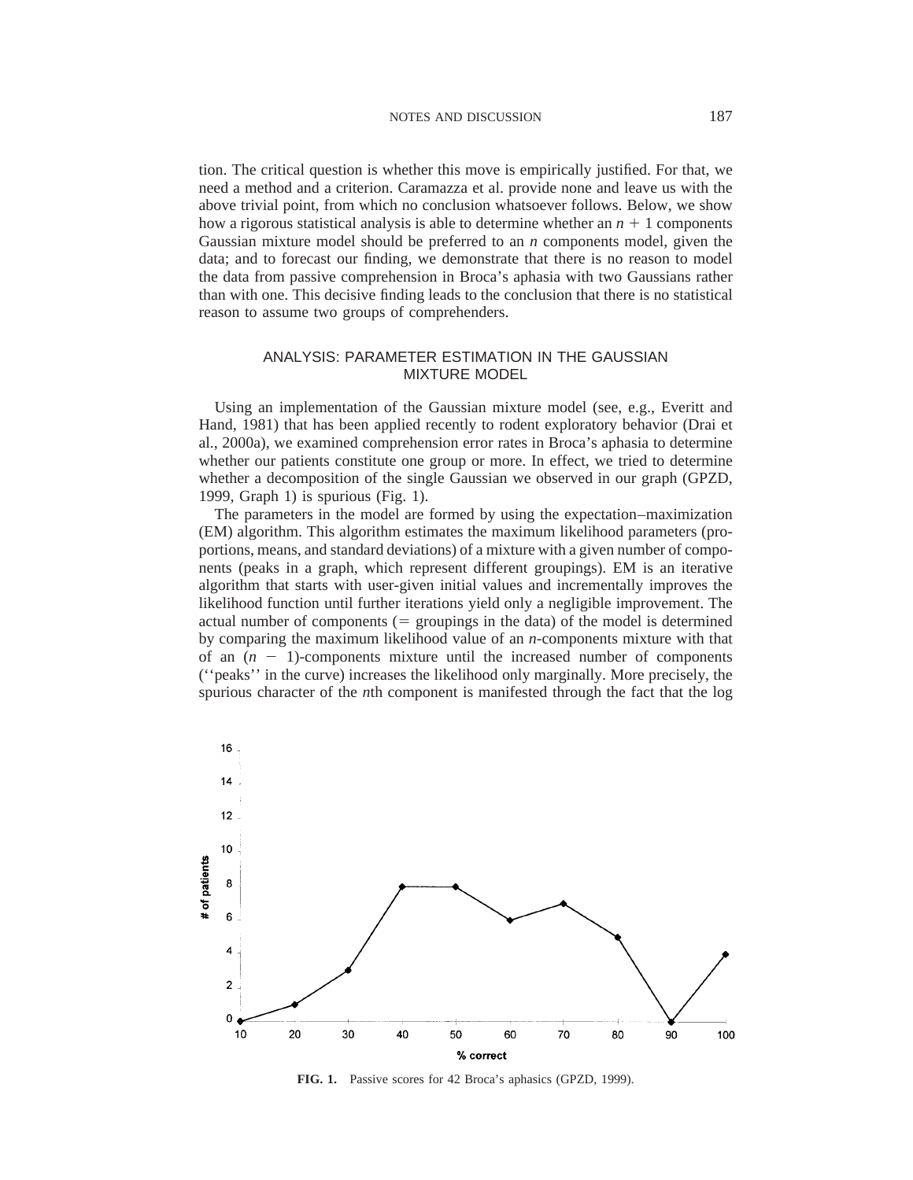tion. The critical question is whether this move is empirically justified. For that, we need a method and a criterion. Caramazza et al. provide none and leave us with the above trivial point, from which no conclusion whatsoever follows. Below, we show how a rigorous statistical analysis is able to determine whether an $n + 1$ components Gaussian mixture model should be preferred to an $n$ components model, given the data; and to forecast our finding, we demonstrate that there is no reason to model the data from passive comprehension in Broca's aphasia with two Gaussians rather than with one. This decisive finding leads to the conclusion that there is no statistical reason to assume two groups of comprehenders.

## ANALYSIS: PARAMETER ESTIMATION IN THE GAUSSIAN MIXTURE MODEL

Using an implementation of the Gaussian mixture model (see, e.g., Everitt and Hand, 1981) that has been applied recently to rodent exploratory behavior (Drai et al., 2000a), we examined comprehension error rates in Broca's aphasia to determine whether our patients constitute one group or more. In effect, we tried to determine whether a decomposition of the single Gaussian we observed in our graph (GPZD, 1999, Graph 1) is spurious (Fig. 1).

The parameters in the model are formed by using the expectation–maximization (EM) algorithm. This algorithm estimates the maximum likelihood parameters (proportions, means, and standard deviations) of a mixture with a given number of components (peaks in a graph, which represent different groupings). EM is an iterative algorithm that starts with user-given initial values and incrementally improves the likelihood function until further iterations yield only a negligible improvement. The actual number of components (= groupings in the data) of the model is determined by comparing the maximum likelihood value of an $n$-components mixture with that of an $(n - 1)$-components mixture until the increased number of components (''peaks'' in the curve) increases the likelihood only marginally. More precisely, the spurious character of the $n$th component is manifested through the fact that the log

**FIG. 1.** Passive scores for 42 Broca's aphasics (GPZD, 1999).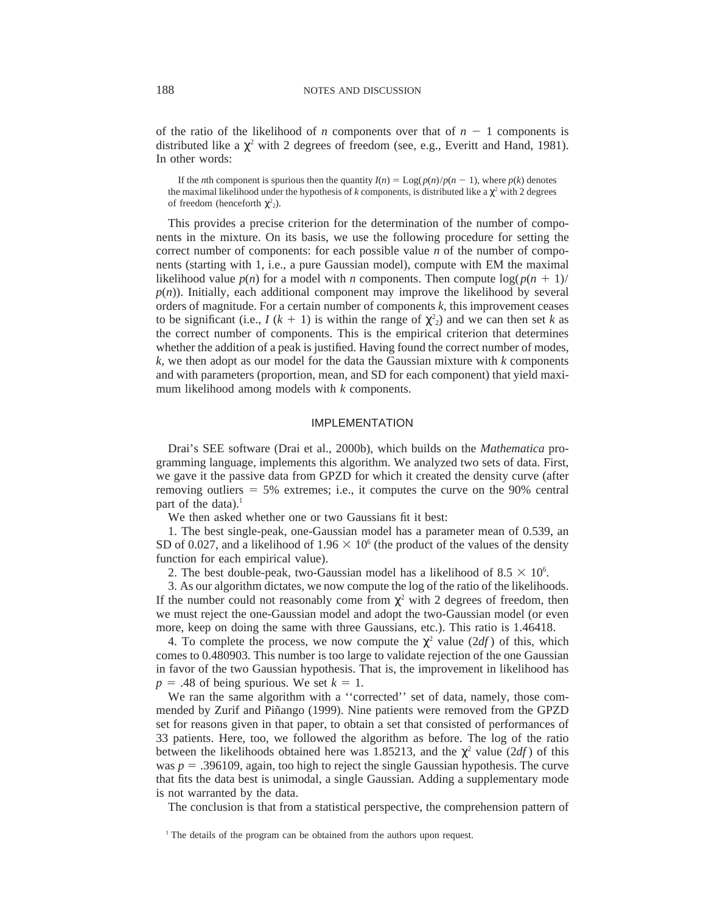of the ratio of the likelihood of $n$ components over that of $n - 1$ components is distributed like a $\chi^2$ with 2 degrees of freedom (see, e.g., Everitt and Hand, 1981). In other words:

> If the $n$th component is spurious then the quantity $I(n) = \text{Log}(p(n)/p(n-1)$, where $p(k)$ denotes the maximal likelihood under the hypothesis of $k$ components, is distributed like a $\chi^2$ with 2 degrees of freedom (henceforth $\chi^2{}_2$).

This provides a precise criterion for the determination of the number of components in the mixture. On its basis, we use the following procedure for setting the correct number of components: for each possible value $n$ of the number of components (starting with 1, i.e., a pure Gaussian model), compute with EM the maximal likelihood value $p(n)$ for a model with $n$ components. Then compute $\log(p(n+1)/p(n))$. Initially, each additional component may improve the likelihood by several orders of magnitude. For a certain number of components $k$, this improvement ceases to be significant (i.e., $I(k+1)$ is within the range of $\chi^2{}_2$) and we can then set $k$ as the correct number of components. This is the empirical criterion that determines whether the addition of a peak is justified. Having found the correct number of modes, $k$, we then adopt as our model for the data the Gaussian mixture with $k$ components and with parameters (proportion, mean, and SD for each component) that yield maximum likelihood among models with $k$ components.

## IMPLEMENTATION

Drai's SEE software (Drai et al., 2000b), which builds on the *Mathematica* programming language, implements this algorithm. We analyzed two sets of data. First, we gave it the passive data from GPZD for which it created the density curve (after removing outliers = 5% extremes; i.e., it computes the curve on the 90% central part of the data).[1]

We then asked whether one or two Gaussians fit it best:

1. The best single-peak, one-Gaussian model has a parameter mean of 0.539, an SD of 0.027, and a likelihood of $1.96 \times 10^6$ (the product of the values of the density function for each empirical value).

2. The best double-peak, two-Gaussian model has a likelihood of $8.5 \times 10^6$.

3. As our algorithm dictates, we now compute the log of the ratio of the likelihoods. If the number could not reasonably come from $\chi^2$ with 2 degrees of freedom, then we must reject the one-Gaussian model and adopt the two-Gaussian model (or even more, keep on doing the same with three Gaussians, etc.). This ratio is 1.46418.

4. To complete the process, we now compute the $\chi^2$ value ($2df$) of this, which comes to 0.480903. This number is too large to validate rejection of the one Gaussian in favor of the two Gaussian hypothesis. That is, the improvement in likelihood has $p = .48$ of being spurious. We set $k = 1$.

We ran the same algorithm with a ''corrected'' set of data, namely, those commended by Zurif and Piñango (1999). Nine patients were removed from the GPZD set for reasons given in that paper, to obtain a set that consisted of performances of 33 patients. Here, too, we followed the algorithm as before. The log of the ratio between the likelihoods obtained here was 1.85213, and the $\chi^2$ value ($2df$) of this was $p = .396109$, again, too high to reject the single Gaussian hypothesis. The curve that fits the data best is unimodal, a single Gaussian. Adding a supplementary mode is not warranted by the data.

The conclusion is that from a statistical perspective, the comprehension pattern of

[1] The details of the program can be obtained from the authors upon request.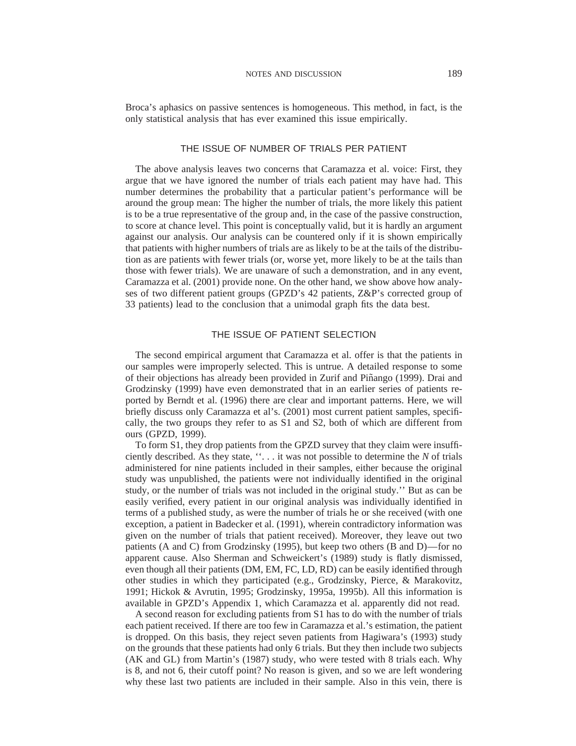Broca's aphasics on passive sentences is homogeneous. This method, in fact, is the only statistical analysis that has ever examined this issue empirically.

## THE ISSUE OF NUMBER OF TRIALS PER PATIENT

The above analysis leaves two concerns that Caramazza et al. voice: First, they argue that we have ignored the number of trials each patient may have had. This number determines the probability that a particular patient's performance will be around the group mean: The higher the number of trials, the more likely this patient is to be a true representative of the group and, in the case of the passive construction, to score at chance level. This point is conceptually valid, but it is hardly an argument against our analysis. Our analysis can be countered only if it is shown empirically that patients with higher numbers of trials are as likely to be at the tails of the distribution as are patients with fewer trials (or, worse yet, more likely to be at the tails than those with fewer trials). We are unaware of such a demonstration, and in any event, Caramazza et al. (2001) provide none. On the other hand, we show above how analyses of two different patient groups (GPZD's 42 patients, Z&P's corrected group of 33 patients) lead to the conclusion that a unimodal graph fits the data best.

## THE ISSUE OF PATIENT SELECTION

The second empirical argument that Caramazza et al. offer is that the patients in our samples were improperly selected. This is untrue. A detailed response to some of their objections has already been provided in Zurif and Piñango (1999). Drai and Grodzinsky (1999) have even demonstrated that in an earlier series of patients reported by Berndt et al. (1996) there are clear and important patterns. Here, we will briefly discuss only Caramazza et al's. (2001) most current patient samples, specifically, the two groups they refer to as S1 and S2, both of which are different from ours (GPZD, 1999).

To form S1, they drop patients from the GPZD survey that they claim were insufficiently described. As they state, ''. . . it was not possible to determine the *N* of trials administered for nine patients included in their samples, either because the original study was unpublished, the patients were not individually identified in the original study, or the number of trials was not included in the original study.'' But as can be easily verified, every patient in our original analysis was individually identified in terms of a published study, as were the number of trials he or she received (with one exception, a patient in Badecker et al. (1991), wherein contradictory information was given on the number of trials that patient received). Moreover, they leave out two patients (A and C) from Grodzinsky (1995), but keep two others (B and D)—for no apparent cause. Also Sherman and Schweickert's (1989) study is flatly dismissed, even though all their patients (DM, EM, FC, LD, RD) can be easily identified through other studies in which they participated (e.g., Grodzinsky, Pierce, & Marakovitz, 1991; Hickok & Avrutin, 1995; Grodzinsky, 1995a, 1995b). All this information is available in GPZD's Appendix 1, which Caramazza et al. apparently did not read.

A second reason for excluding patients from S1 has to do with the number of trials each patient received. If there are too few in Caramazza et al.'s estimation, the patient is dropped. On this basis, they reject seven patients from Hagiwara's (1993) study on the grounds that these patients had only 6 trials. But they then include two subjects (AK and GL) from Martin's (1987) study, who were tested with 8 trials each. Why is 8, and not 6, their cutoff point? No reason is given, and so we are left wondering why these last two patients are included in their sample. Also in this vein, there is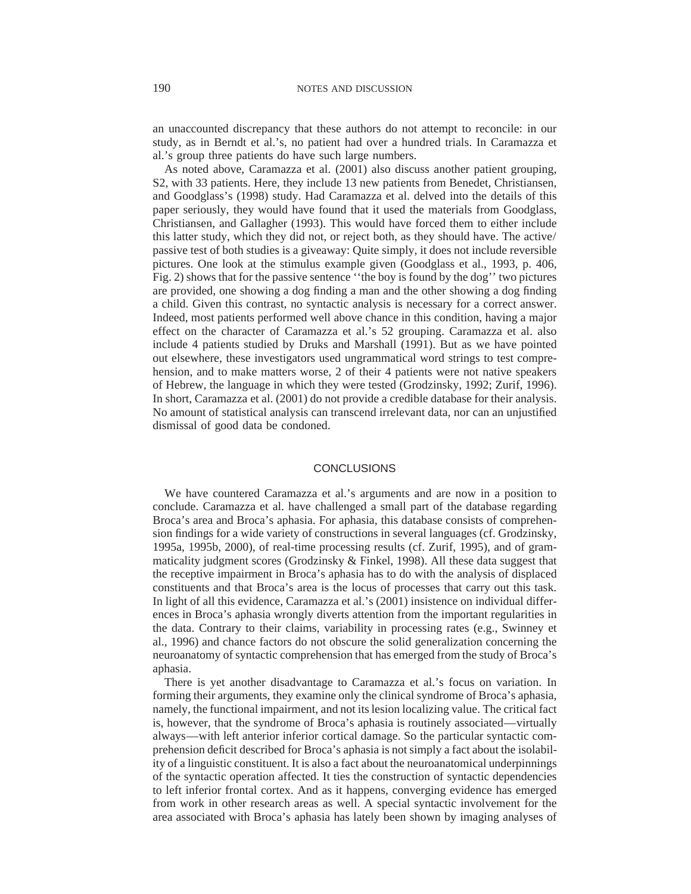an unaccounted discrepancy that these authors do not attempt to reconcile: in our study, as in Berndt et al.'s, no patient had over a hundred trials. In Caramazza et al.'s group three patients do have such large numbers.

As noted above, Caramazza et al. (2001) also discuss another patient grouping, S2, with 33 patients. Here, they include 13 new patients from Benedet, Christiansen, and Goodglass's (1998) study. Had Caramazza et al. delved into the details of this paper seriously, they would have found that it used the materials from Goodglass, Christiansen, and Gallagher (1993). This would have forced them to either include this latter study, which they did not, or reject both, as they should have. The active/passive test of both studies is a giveaway: Quite simply, it does not include reversible pictures. One look at the stimulus example given (Goodglass et al., 1993, p. 406, Fig. 2) shows that for the passive sentence ''the boy is found by the dog'' two pictures are provided, one showing a dog finding a man and the other showing a dog finding a child. Given this contrast, no syntactic analysis is necessary for a correct answer. Indeed, most patients performed well above chance in this condition, having a major effect on the character of Caramazza et al.'s 52 grouping. Caramazza et al. also include 4 patients studied by Druks and Marshall (1991). But as we have pointed out elsewhere, these investigators used ungrammatical word strings to test comprehension, and to make matters worse, 2 of their 4 patients were not native speakers of Hebrew, the language in which they were tested (Grodzinsky, 1992; Zurif, 1996). In short, Caramazza et al. (2001) do not provide a credible database for their analysis. No amount of statistical analysis can transcend irrelevant data, nor can an unjustified dismissal of good data be condoned.

## CONCLUSIONS

We have countered Caramazza et al.'s arguments and are now in a position to conclude. Caramazza et al. have challenged a small part of the database regarding Broca's area and Broca's aphasia. For aphasia, this database consists of comprehension findings for a wide variety of constructions in several languages (cf. Grodzinsky, 1995a, 1995b, 2000), of real-time processing results (cf. Zurif, 1995), and of grammaticality judgment scores (Grodzinsky & Finkel, 1998). All these data suggest that the receptive impairment in Broca's aphasia has to do with the analysis of displaced constituents and that Broca's area is the locus of processes that carry out this task. In light of all this evidence, Caramazza et al.'s (2001) insistence on individual differences in Broca's aphasia wrongly diverts attention from the important regularities in the data. Contrary to their claims, variability in processing rates (e.g., Swinney et al., 1996) and chance factors do not obscure the solid generalization concerning the neuroanatomy of syntactic comprehension that has emerged from the study of Broca's aphasia.

There is yet another disadvantage to Caramazza et al.'s focus on variation. In forming their arguments, they examine only the clinical syndrome of Broca's aphasia, namely, the functional impairment, and not its lesion localizing value. The critical fact is, however, that the syndrome of Broca's aphasia is routinely associated—virtually always—with left anterior inferior cortical damage. So the particular syntactic comprehension deficit described for Broca's aphasia is not simply a fact about the isolability of a linguistic constituent. It is also a fact about the neuroanatomical underpinnings of the syntactic operation affected. It ties the construction of syntactic dependencies to left inferior frontal cortex. And as it happens, converging evidence has emerged from work in other research areas as well. A special syntactic involvement for the area associated with Broca's aphasia has lately been shown by imaging analyses of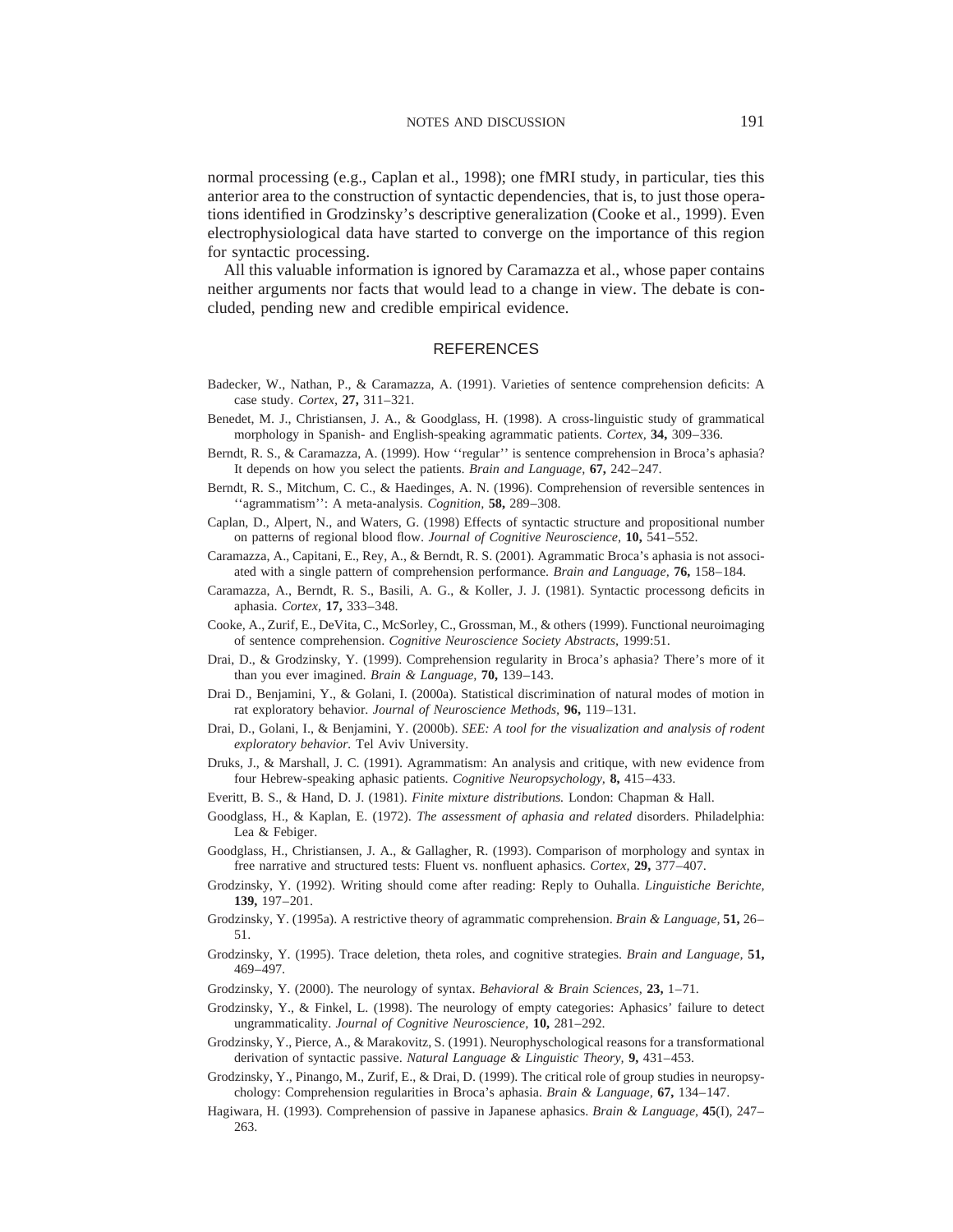normal processing (e.g., Caplan et al., 1998); one fMRI study, in particular, ties this anterior area to the construction of syntactic dependencies, that is, to just those operations identified in Grodzinsky's descriptive generalization (Cooke et al., 1999). Even electrophysiological data have started to converge on the importance of this region for syntactic processing.

All this valuable information is ignored by Caramazza et al., whose paper contains neither arguments nor facts that would lead to a change in view. The debate is concluded, pending new and credible empirical evidence.

## REFERENCES

Badecker, W., Nathan, P., & Caramazza, A. (1991). Varieties of sentence comprehension deficits: A case study. *Cortex,* **27,** 311–321.

Benedet, M. J., Christiansen, J. A., & Goodglass, H. (1998). A cross-linguistic study of grammatical morphology in Spanish- and English-speaking agrammatic patients. *Cortex,* **34,** 309–336.

Berndt, R. S., & Caramazza, A. (1999). How ''regular'' is sentence comprehension in Broca's aphasia? It depends on how you select the patients. *Brain and Language,* **67,** 242–247.

Berndt, R. S., Mitchum, C. C., & Haedinges, A. N. (1996). Comprehension of reversible sentences in ''agrammatism'': A meta-analysis. *Cognition,* **58,** 289–308.

Caplan, D., Alpert, N., and Waters, G. (1998) Effects of syntactic structure and propositional number on patterns of regional blood flow. *Journal of Cognitive Neuroscience,* **10,** 541–552.

Caramazza, A., Capitani, E., Rey, A., & Berndt, R. S. (2001). Agrammatic Broca's aphasia is not associated with a single pattern of comprehension performance. *Brain and Language,* **76,** 158–184.

Caramazza, A., Berndt, R. S., Basili, A. G., & Koller, J. J. (1981). Syntactic processong deficits in aphasia. *Cortex,* **17,** 333–348.

Cooke, A., Zurif, E., DeVita, C., McSorley, C., Grossman, M., & others (1999). Functional neuroimaging of sentence comprehension. *Cognitive Neuroscience Society Abstracts,* 1999:51.

Drai, D., & Grodzinsky, Y. (1999). Comprehension regularity in Broca's aphasia? There's more of it than you ever imagined. *Brain & Language,* **70,** 139–143.

Drai D., Benjamini, Y., & Golani, I. (2000a). Statistical discrimination of natural modes of motion in rat exploratory behavior. *Journal of Neuroscience Methods,* **96,** 119–131.

Drai, D., Golani, I., & Benjamini, Y. (2000b). *SEE: A tool for the visualization and analysis of rodent exploratory behavior.* Tel Aviv University.

Druks, J., & Marshall, J. C. (1991). Agrammatism: An analysis and critique, with new evidence from four Hebrew-speaking aphasic patients. *Cognitive Neuropsychology,* **8,** 415–433.

Everitt, B. S., & Hand, D. J. (1981). *Finite mixture distributions.* London: Chapman & Hall.

Goodglass, H., & Kaplan, E. (1972). *The assessment of aphasia and related* disorders. Philadelphia: Lea & Febiger.

Goodglass, H., Christiansen, J. A., & Gallagher, R. (1993). Comparison of morphology and syntax in free narrative and structured tests: Fluent vs. nonfluent aphasics. *Cortex,* **29,** 377–407.

Grodzinsky, Y. (1992). Writing should come after reading: Reply to Ouhalla. *Linguistiche Berichte,* **139,** 197–201.

Grodzinsky, Y. (1995a). A restrictive theory of agrammatic comprehension. *Brain & Language,* **51,** 26–51.

Grodzinsky, Y. (1995). Trace deletion, theta roles, and cognitive strategies. *Brain and Language,* **51,** 469–497.

Grodzinsky, Y. (2000). The neurology of syntax. *Behavioral & Brain Sciences,* **23,** 1–71.

Grodzinsky, Y., & Finkel, L. (1998). The neurology of empty categories: Aphasics' failure to detect ungrammaticality. *Journal of Cognitive Neuroscience,* **10,** 281–292.

Grodzinsky, Y., Pierce, A., & Marakovitz, S. (1991). Neurophyschological reasons for a transformational derivation of syntactic passive. *Natural Language & Linguistic Theory,* **9,** 431–453.

Grodzinsky, Y., Pinango, M., Zurif, E., & Drai, D. (1999). The critical role of group studies in neuropsychology: Comprehension regularities in Broca's aphasia. *Brain & Language,* **67,** 134–147.

Hagiwara, H. (1993). Comprehension of passive in Japanese aphasics. *Brain & Language,* **45**(I), 247–263.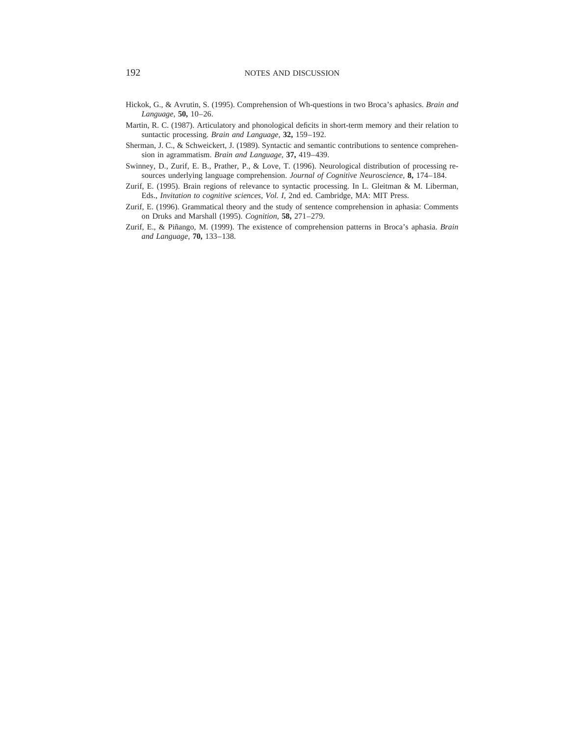Hickok, G., & Avrutin, S. (1995). Comprehension of Wh-questions in two Broca's aphasics. *Brain and Language,* **50,** 10–26.

Martin, R. C. (1987). Articulatory and phonological deficits in short-term memory and their relation to suntactic processing. *Brain and Language,* **32,** 159–192.

Sherman, J. C., & Schweickert, J. (1989). Syntactic and semantic contributions to sentence comprehension in agrammatism. *Brain and Language,* **37,** 419–439.

Swinney, D., Zurif, E. B., Prather, P., & Love, T. (1996). Neurological distribution of processing resources underlying language comprehension. *Journal of Cognitive Neuroscience,* **8,** 174–184.

Zurif, E. (1995). Brain regions of relevance to syntactic processing. In L. Gleitman & M. Liberman, Eds., *Invitation to cognitive sciences, Vol. I,* 2nd ed. Cambridge, MA: MIT Press.

Zurif, E. (1996). Grammatical theory and the study of sentence comprehension in aphasia: Comments on Druks and Marshall (1995). *Cognition,* **58,** 271–279.

Zurif, E., & Piñango, M. (1999). The existence of comprehension patterns in Broca's aphasia. *Brain and Language,* **70,** 133–138.